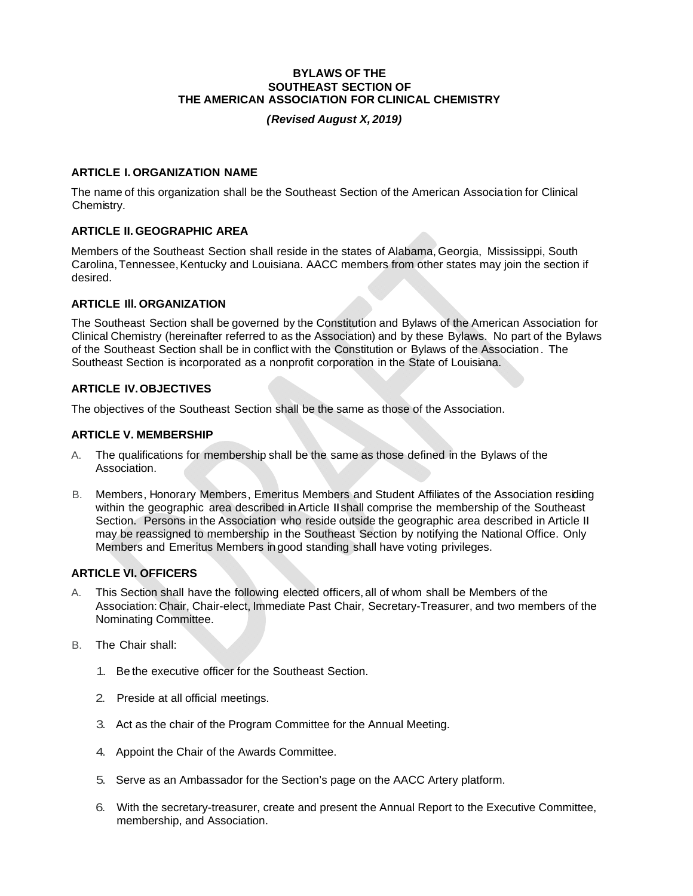# BYLAWS OF THE SOUTHEAST SECTION OF THE AMERICAN ASSOCIATION FOR CLINICAL CHEMISTRY

***(Revised August X, 2019)***

## ARTICLE I. ORGANIZATION NAME

The name of this organization shall be the Southeast Section of the American Association for Clinical Chemistry.

## ARTICLE II. GEOGRAPHIC AREA

Members of the Southeast Section shall reside in the states of Alabama, Georgia, Mississippi, South Carolina, Tennessee, Kentucky and Louisiana. AACC members from other states may join the section if desired.

## ARTICLE III. ORGANIZATION

The Southeast Section shall be governed by the Constitution and Bylaws of the American Association for Clinical Chemistry (hereinafter referred to as the Association) and by these Bylaws. No part of the Bylaws of the Southeast Section shall be in conflict with the Constitution or Bylaws of the Association. The Southeast Section is incorporated as a nonprofit corporation in the State of Louisiana.

## ARTICLE IV. OBJECTIVES

The objectives of the Southeast Section shall be the same as those of the Association.

## ARTICLE V. MEMBERSHIP

A. The qualifications for membership shall be the same as those defined in the Bylaws of the Association.

B. Members, Honorary Members, Emeritus Members and Student Affiliates of the Association residing within the geographic area described in Article II shall comprise the membership of the Southeast Section. Persons in the Association who reside outside the geographic area described in Article II may be reassigned to membership in the Southeast Section by notifying the National Office. Only Members and Emeritus Members in good standing shall have voting privileges.

## ARTICLE VI. OFFICERS

A. This Section shall have the following elected officers, all of whom shall be Members of the Association: Chair, Chair-elect, Immediate Past Chair, Secretary-Treasurer, and two members of the Nominating Committee.

B. The Chair shall:

1. Be the executive officer for the Southeast Section.
2. Preside at all official meetings.
3. Act as the chair of the Program Committee for the Annual Meeting.
4. Appoint the Chair of the Awards Committee.
5. Serve as an Ambassador for the Section's page on the AACC Artery platform.
6. With the secretary-treasurer, create and present the Annual Report to the Executive Committee, membership, and Association.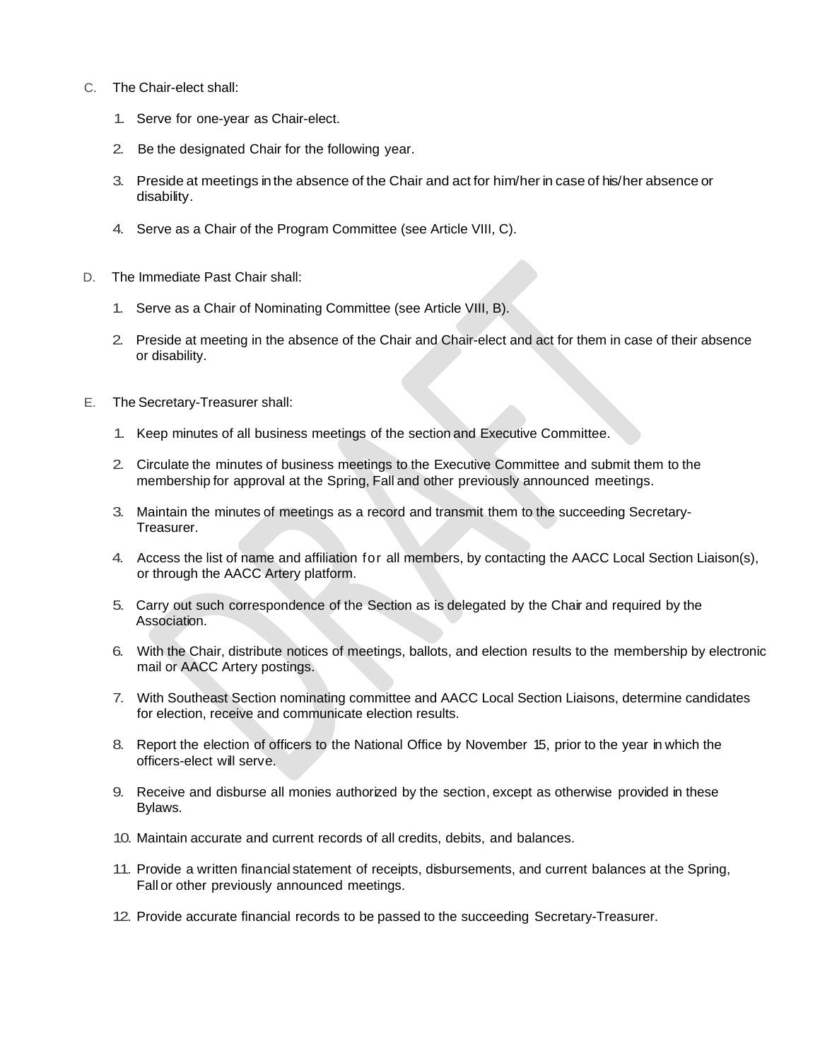C. The Chair-elect shall:

1. Serve for one-year as Chair-elect.
2. Be the designated Chair for the following year.
3. Preside at meetings in the absence of the Chair and act for him/her in case of his/her absence or disability.
4. Serve as a Chair of the Program Committee (see Article VIII, C).

D. The Immediate Past Chair shall:

1. Serve as a Chair of Nominating Committee (see Article VIII, B).
2. Preside at meeting in the absence of the Chair and Chair-elect and act for them in case of their absence or disability.

E. The Secretary-Treasurer shall:

1. Keep minutes of all business meetings of the section and Executive Committee.
2. Circulate the minutes of business meetings to the Executive Committee and submit them to the membership for approval at the Spring, Fall and other previously announced meetings.
3. Maintain the minutes of meetings as a record and transmit them to the succeeding Secretary-Treasurer.
4. Access the list of name and affiliation for all members, by contacting the AACC Local Section Liaison(s), or through the AACC Artery platform.
5. Carry out such correspondence of the Section as is delegated by the Chair and required by the Association.
6. With the Chair, distribute notices of meetings, ballots, and election results to the membership by electronic mail or AACC Artery postings.
7. With Southeast Section nominating committee and AACC Local Section Liaisons, determine candidates for election, receive and communicate election results.
8. Report the election of officers to the National Office by November 15, prior to the year in which the officers-elect will serve.
9. Receive and disburse all monies authorized by the section, except as otherwise provided in these Bylaws.
10. Maintain accurate and current records of all credits, debits, and balances.
11. Provide a written financial statement of receipts, disbursements, and current balances at the Spring, Fall or other previously announced meetings.
12. Provide accurate financial records to be passed to the succeeding Secretary-Treasurer.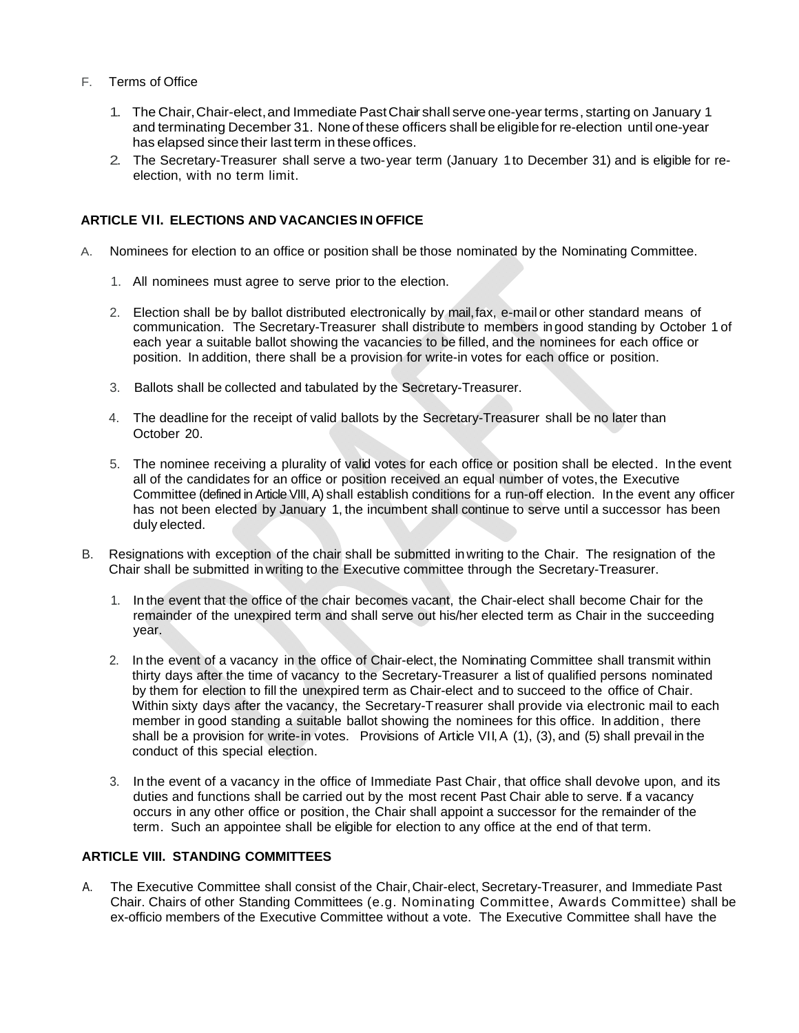F. Terms of Office

1. The Chair, Chair-elect, and Immediate Past Chair shall serve one-year terms, starting on January 1 and terminating December 31. None of these officers shall be eligible for re-election until one-year has elapsed since their last term in these offices.
2. The Secretary-Treasurer shall serve a two-year term (January 1 to December 31) and is eligible for re-election, with no term limit.

## ARTICLE VII. ELECTIONS AND VACANCIES IN OFFICE

A. Nominees for election to an office or position shall be those nominated by the Nominating Committee.

1. All nominees must agree to serve prior to the election.
2. Election shall be by ballot distributed electronically by mail, fax, e-mail or other standard means of communication. The Secretary-Treasurer shall distribute to members in good standing by October 1 of each year a suitable ballot showing the vacancies to be filled, and the nominees for each office or position. In addition, there shall be a provision for write-in votes for each office or position.
3. Ballots shall be collected and tabulated by the Secretary-Treasurer.
4. The deadline for the receipt of valid ballots by the Secretary-Treasurer shall be no later than October 20.
5. The nominee receiving a plurality of valid votes for each office or position shall be elected. In the event all of the candidates for an office or position received an equal number of votes, the Executive Committee (defined in Article VIII, A) shall establish conditions for a run-off election. In the event any officer has not been elected by January 1, the incumbent shall continue to serve until a successor has been duly elected.

B. Resignations with exception of the chair shall be submitted in writing to the Chair. The resignation of the Chair shall be submitted in writing to the Executive committee through the Secretary-Treasurer.

1. In the event that the office of the chair becomes vacant, the Chair-elect shall become Chair for the remainder of the unexpired term and shall serve out his/her elected term as Chair in the succeeding year.
2. In the event of a vacancy in the office of Chair-elect, the Nominating Committee shall transmit within thirty days after the time of vacancy to the Secretary-Treasurer a list of qualified persons nominated by them for election to fill the unexpired term as Chair-elect and to succeed to the office of Chair. Within sixty days after the vacancy, the Secretary-Treasurer shall provide via electronic mail to each member in good standing a suitable ballot showing the nominees for this office. In addition, there shall be a provision for write-in votes. Provisions of Article VII, A (1), (3), and (5) shall prevail in the conduct of this special election.
3. In the event of a vacancy in the office of Immediate Past Chair, that office shall devolve upon, and its duties and functions shall be carried out by the most recent Past Chair able to serve. If a vacancy occurs in any other office or position, the Chair shall appoint a successor for the remainder of the term. Such an appointee shall be eligible for election to any office at the end of that term.

## ARTICLE VIII. STANDING COMMITTEES

A. The Executive Committee shall consist of the Chair, Chair-elect, Secretary-Treasurer, and Immediate Past Chair. Chairs of other Standing Committees (e.g. Nominating Committee, Awards Committee) shall be ex-officio members of the Executive Committee without a vote. The Executive Committee shall have the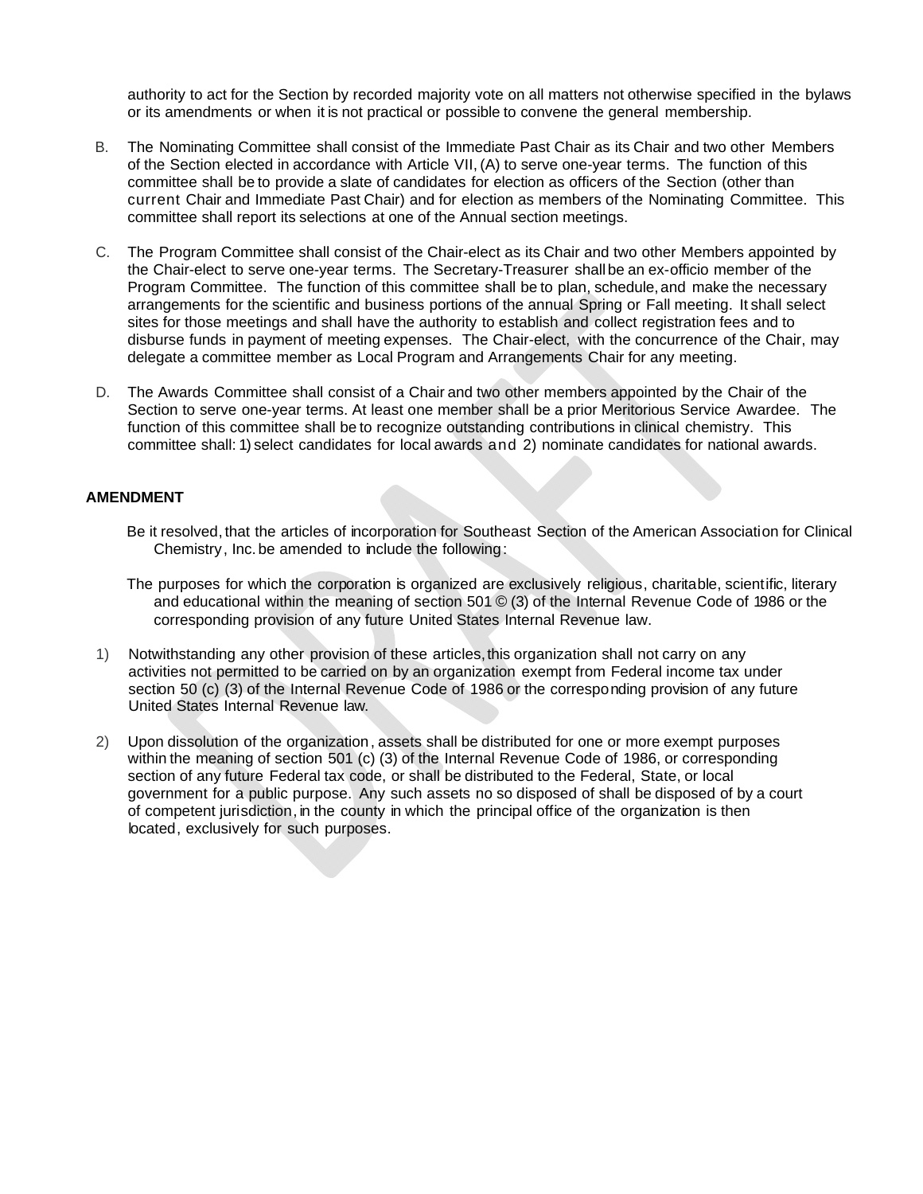authority to act for the Section by recorded majority vote on all matters not otherwise specified in the bylaws or its amendments or when it is not practical or possible to convene the general membership.

B. The Nominating Committee shall consist of the Immediate Past Chair as its Chair and two other Members of the Section elected in accordance with Article VII, (A) to serve one-year terms. The function of this committee shall be to provide a slate of candidates for election as officers of the Section (other than current Chair and Immediate Past Chair) and for election as members of the Nominating Committee. This committee shall report its selections at one of the Annual section meetings.

C. The Program Committee shall consist of the Chair-elect as its Chair and two other Members appointed by the Chair-elect to serve one-year terms. The Secretary-Treasurer shall be an ex-officio member of the Program Committee. The function of this committee shall be to plan, schedule, and make the necessary arrangements for the scientific and business portions of the annual Spring or Fall meeting. It shall select sites for those meetings and shall have the authority to establish and collect registration fees and to disburse funds in payment of meeting expenses. The Chair-elect, with the concurrence of the Chair, may delegate a committee member as Local Program and Arrangements Chair for any meeting.

D. The Awards Committee shall consist of a Chair and two other members appointed by the Chair of the Section to serve one-year terms. At least one member shall be a prior Meritorious Service Awardee. The function of this committee shall be to recognize outstanding contributions in clinical chemistry. This committee shall: 1) select candidates for local awards and 2) nominate candidates for national awards.

**AMENDMENT**

Be it resolved, that the articles of incorporation for Southeast Section of the American Association for Clinical Chemistry, Inc. be amended to include the following:

The purposes for which the corporation is organized are exclusively religious, charitable, scientific, literary and educational within the meaning of section 501 © (3) of the Internal Revenue Code of 1986 or the corresponding provision of any future United States Internal Revenue law.

1) Notwithstanding any other provision of these articles, this organization shall not carry on any activities not permitted to be carried on by an organization exempt from Federal income tax under section 50 (c) (3) of the Internal Revenue Code of 1986 or the corresponding provision of any future United States Internal Revenue law.

2) Upon dissolution of the organization, assets shall be distributed for one or more exempt purposes within the meaning of section 501 (c) (3) of the Internal Revenue Code of 1986, or corresponding section of any future Federal tax code, or shall be distributed to the Federal, State, or local government for a public purpose. Any such assets no so disposed of shall be disposed of by a court of competent jurisdiction, in the county in which the principal office of the organization is then located, exclusively for such purposes.